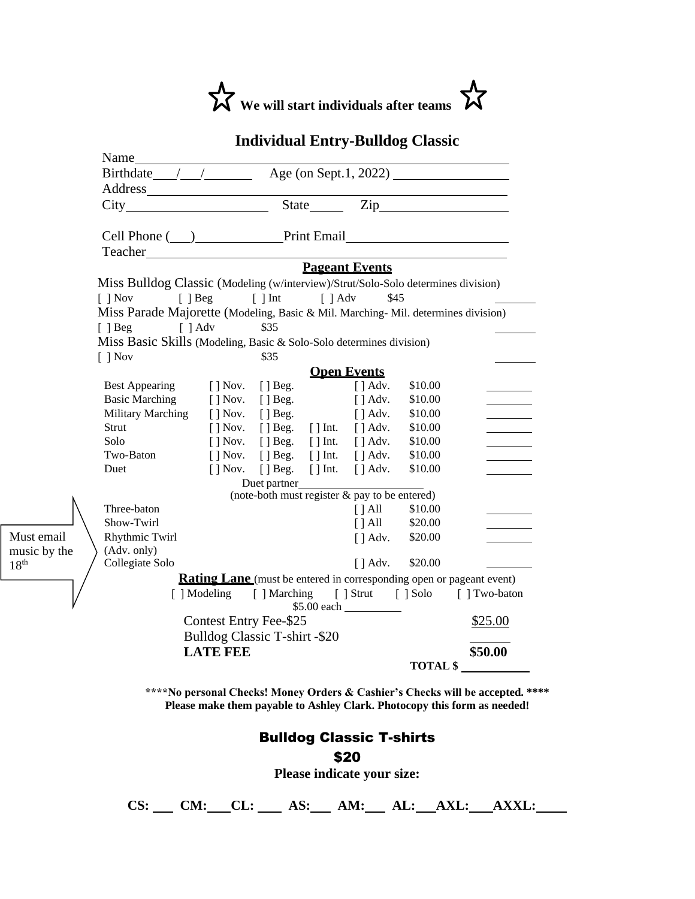☆ **We will start individuals after teams** ☆

# Individual Entry-Bulldog Classic

Name\_\_\_\_\_\_\_\_\_\_\_\_\_\_\_\_\_\_\_\_\_\_\_\_\_\_\_\_\_\_\_\_\_\_\_\_\_\_\_\_\_\_\_\_

Birthdate\_\_\_/\_\_\_/\_\_\_\_\_\_ Age (on Sept.1, 2022) \_\_\_\_\_\_\_\_\_\_\_\_\_\_\_\_

Address\_\_\_\_\_\_\_\_\_\_\_\_\_\_\_\_\_\_\_\_\_\_\_\_\_\_\_\_\_\_\_\_\_\_\_\_\_\_\_\_\_\_\_\_

City\_\_\_\_\_\_\_\_\_\_\_\_\_\_\_\_\_\_\_\_ State\_\_\_\_\_ Zip\_\_\_\_\_\_\_\_\_\_\_\_\_\_\_\_\_\_

Cell Phone (\_\_\_)\_\_\_\_\_\_\_\_\_\_\_\_\_Print Email\_\_\_\_\_\_\_\_\_\_\_\_\_\_\_\_\_\_\_\_\_\_\_\_

Teacher\_\_\_\_\_\_\_\_\_\_\_\_\_\_\_\_\_\_\_\_\_\_\_\_\_\_\_\_\_\_\_\_\_\_\_\_\_\_\_\_\_\_\_\_

## Pageant Events

Miss Bulldog Classic (Modeling (w/interview)/Strut/Solo-Solo determines division)

[ ] Nov [ ] Beg [ ] Int [ ] Adv $45 \_\_\_\_\_\_\_

Miss Parade Majorette (Modeling, Basic & Mil. Marching- Mil. determines division)

[ ] Beg [ ] Adv $35 \_\_\_\_\_\_\_

Miss Basic Skills (Modeling, Basic & Solo-Solo determines division)

[ ] Nov $35 \_\_\_\_\_\_\_

## Open Events

| Event | | | | | Fee | |
|---|---|---|---|---|---|---|
| Best Appearing | [ ] Nov. | [ ] Beg. | | [ ] Adv. | $10.00 | \_\_\_\_\_\_\_ |
| Basic Marching | [ ] Nov. | [ ] Beg. | | [ ] Adv. | $10.00 | \_\_\_\_\_\_\_ |
| Military Marching | [ ] Nov. | [ ] Beg. | | [ ] Adv. | $10.00 | \_\_\_\_\_\_\_ |
| Strut | [ ] Nov. | [ ] Beg. | [ ] Int. | [ ] Adv. | $10.00 | \_\_\_\_\_\_\_ |
| Solo | [ ] Nov. | [ ] Beg. | [ ] Int. | [ ] Adv. | $10.00 | \_\_\_\_\_\_\_ |
| Two-Baton | [ ] Nov. | [ ] Beg. | [ ] Int. | [ ] Adv. | $10.00 | \_\_\_\_\_\_\_ |
| Duet | [ ] Nov. | [ ] Beg. | [ ] Int. | [ ] Adv. | $10.00 | \_\_\_\_\_\_\_ |

Duet partner\_\_\_\_\_\_\_\_\_\_\_\_\_\_\_\_\_\_\_\_\_

(note-both must register & pay to be entered)

Must email music by the 18th

| Event | | Fee | |
|---|---|---|---|
| Three-baton | [ ] All | $10.00 | \_\_\_\_\_\_\_ |
| Show-Twirl | [ ] All | $20.00 | \_\_\_\_\_\_\_ |
| Rhythmic Twirl (Adv. only) | [ ] Adv. | $20.00 | \_\_\_\_\_\_\_ |
| Collegiate Solo | [ ] Adv. | $20.00 | \_\_\_\_\_\_\_ |

**Rating Lane** (must be entered in corresponding open or pageant event)

[ ] Modeling [ ] Marching [ ] Strut [ ] Solo [ ] Two-baton

$5.00 each \_\_\_\_\_\_\_\_\_\_

| | |
|---|---|
| Contest Entry Fee-$25 | $25.00 |
| Bulldog Classic T-shirt -$20 | \_\_\_\_\_\_ |
| **LATE FEE** | **$50.00** |
| **TOTAL $** | \_\_\_\_\_\_\_\_\_\_ |

**\*\*\*\*No personal Checks! Money Orders & Cashier's Checks will be accepted. \*\*\*\***
**Please make them payable to Ashley Clark. Photocopy this form as needed!**

## Bulldog Classic T-shirts

**$20**

**Please indicate your size:**

**CS: \_\_\_ CM:\_\_\_CL: \_\_\_ AS:\_\_\_ AM:\_\_\_ AL:\_\_\_AXL:\_\_\_AXXL:\_\_\_\_**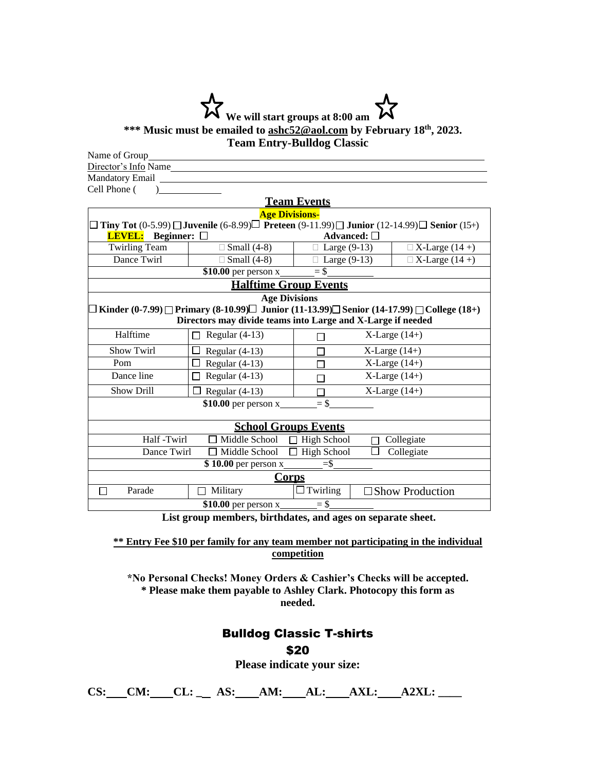☆ **We will start groups at 8:00 am** ☆

**\*\*\* Music must be emailed to ashc52@aol.com by February 18th, 2023.**

**Team Entry-Bulldog Classic**

Name of Group\_\_\_\_\_\_\_\_\_\_\_\_\_\_\_\_\_\_\_\_\_\_\_\_\_\_\_\_\_\_\_\_\_\_\_\_\_\_\_\_

Director's Info Name\_\_\_\_\_\_\_\_\_\_\_\_\_\_\_\_\_\_\_\_\_\_\_\_\_\_\_\_\_\_\_\_\_\_\_\_\_\_

Mandatory Email \_\_\_\_\_\_\_\_\_\_\_\_\_\_\_\_\_\_\_\_\_\_\_\_\_\_\_\_\_\_\_\_\_\_\_\_\_\_\_

Cell Phone (    )\_\_\_\_\_\_\_\_\_\_\_\_

## Team Events

| | | | |
|---|---|---|---|
| **Age Divisions-** | | | |
| ☐ **Tiny Tot** (0-5.99) ☐ **Juvenile** (6-8.99) ☐ **Preteen** (9-11.99) ☐ **Junior** (12-14.99) ☐ **Senior** (15+) | | | |
| **LEVEL: Beginner:** ☐ | | **Advanced:** ☐ | |
| Twirling Team | ☐ Small (4-8) | ☐ Large (9-13) | ☐ X-Large (14 +) |
| Dance Twirl | ☐ Small (4-8) | ☐ Large (9-13) | ☐ X-Large (14 +) |
| **$10.00** per person x\_\_\_\_\_\_\_ = $\_\_\_\_\_\_\_\_ | | | |

## Halftime Group Events

| | | |
|---|---|---|
| **Age Divisions** | | |
| ☐ **Kinder (0-7.99)** ☐ **Primary (8-10.99)** ☐ **Junior (11-13.99)** ☐ **Senior (14-17.99)** ☐ **College (18+)** | | |
| **Directors may divide teams into Large and X-Large if needed** | | |
| Halftime | ☐ Regular (4-13) | ☐ X-Large (14+) |
| Show Twirl | ☐ Regular (4-13) | ☐ X-Large (14+) |
| Pom | ☐ Regular (4-13) | ☐ X-Large (14+) |
| Dance line | ☐ Regular (4-13) | ☐ X-Large (14+) |
| Show Drill | ☐ Regular (4-13) | ☐ X-Large (14+) |
| **$10.00** per person x\_\_\_\_\_\_\_ = $\_\_\_\_\_\_\_\_ | | |

## School Groups Events

| | | | |
|---|---|---|---|
| Half -Twirl | ☐ Middle School | ☐ High School | ☐ Collegiate |
| Dance Twirl | ☐ Middle School | ☐ High School | ☐ Collegiate |
| **$ 10.00** per person x\_\_\_\_\_\_\_ =$\_\_\_\_\_\_\_\_ | | | |

## Corps

| | | | |
|---|---|---|---|
| ☐ Parade | ☐ Military | ☐ Twirling | ☐ Show Production |
| **$10.00** per person x\_\_\_\_\_\_\_ = $\_\_\_\_\_\_\_\_ | | | |

**List group members, birthdates, and ages on separate sheet.**

**\*\* Entry Fee $10 per family for any team member not participating in the individual competition**

**\*No Personal Checks! Money Orders & Cashier's Checks will be accepted.**
**\* Please make them payable to Ashley Clark. Photocopy this form as needed.**

## Bulldog Classic T-shirts

**$20**

**Please indicate your size:**

**CS:\_\_\_ CM:\_\_\_ CL: \_\_ AS:\_\_\_ AM:\_\_\_ AL:\_\_\_ AXL:\_\_\_ A2XL: \_\_\_\_**